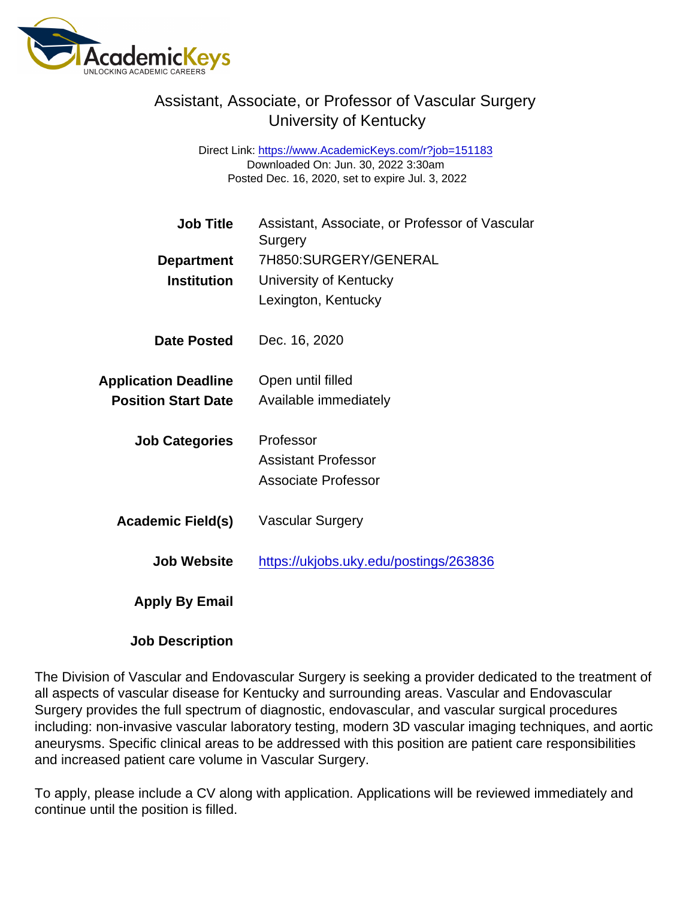# Assistant, Associate, or Professor of Vascular Surgery
## University of Kentucky

Direct Link: https://www.AcademicKeys.com/r?job=151183
Downloaded On: Jun. 30, 2022 3:30am
Posted Dec. 16, 2020, set to expire Jul. 3, 2022

**Job Title** Assistant, Associate, or Professor of Vascular Surgery

**Department** 7H850:SURGERY/GENERAL

**Institution** University of Kentucky
Lexington, Kentucky

**Date Posted** Dec. 16, 2020

**Application Deadline** Open until filled

**Position Start Date** Available immediately

**Job Categories** Professor
Assistant Professor
Associate Professor

**Academic Field(s)** Vascular Surgery

**Job Website** https://ukjobs.uky.edu/postings/263836

**Apply By Email**

**Job Description**

The Division of Vascular and Endovascular Surgery is seeking a provider dedicated to the treatment of all aspects of vascular disease for Kentucky and surrounding areas. Vascular and Endovascular Surgery provides the full spectrum of diagnostic, endovascular, and vascular surgical procedures including: non-invasive vascular laboratory testing, modern 3D vascular imaging techniques, and aortic aneurysms. Specific clinical areas to be addressed with this position are patient care responsibilities and increased patient care volume in Vascular Surgery.

To apply, please include a CV along with application. Applications will be reviewed immediately and continue until the position is filled.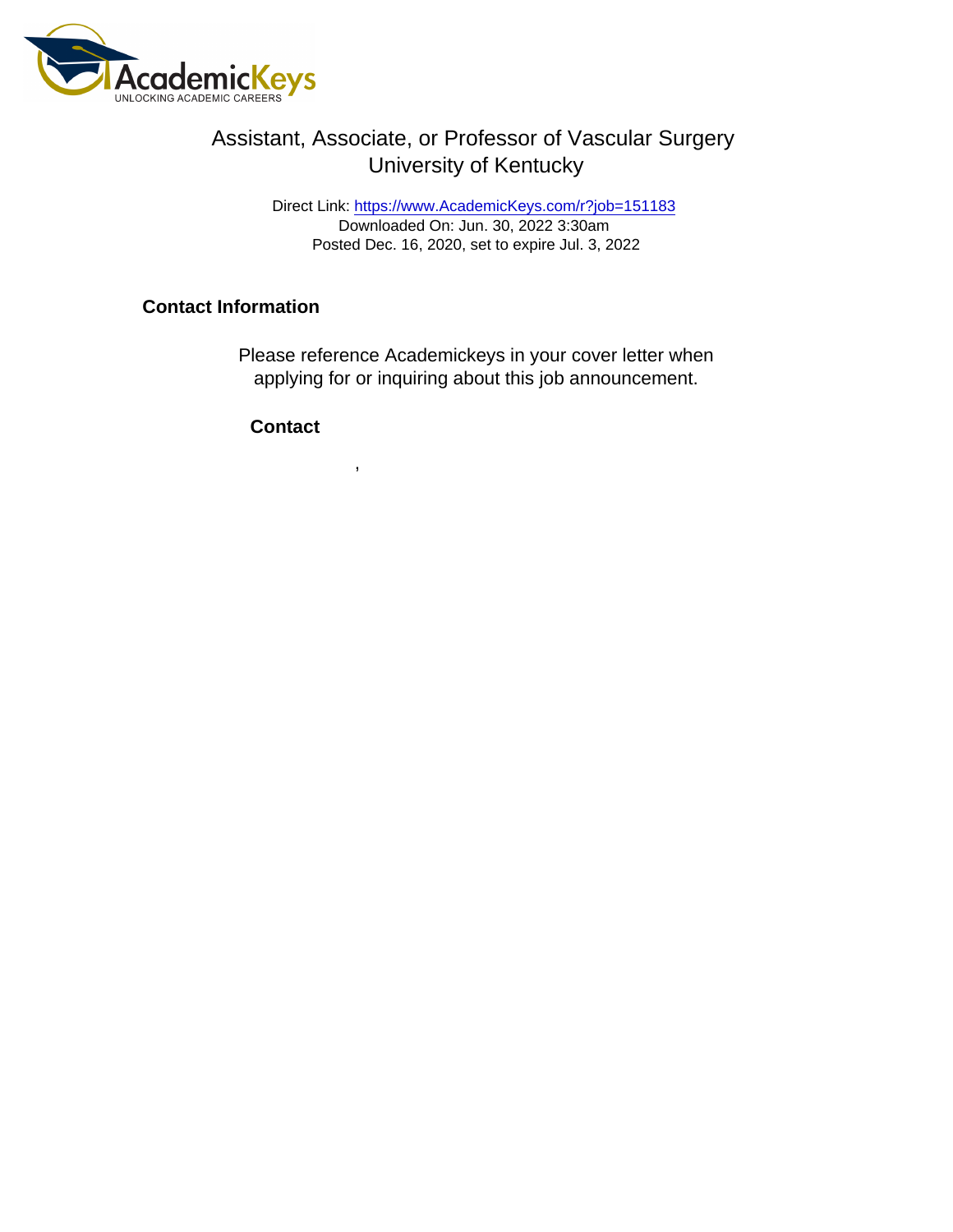Assistant, Associate, or Professor of Vascular Surgery
University of Kentucky

Direct Link: https://www.AcademicKeys.com/r?job=151183
Downloaded On: Jun. 30, 2022 3:30am
Posted Dec. 16, 2020, set to expire Jul. 3, 2022

## Contact Information

Please reference Academickeys in your cover letter when applying for or inquiring about this job announcement.

### Contact

,